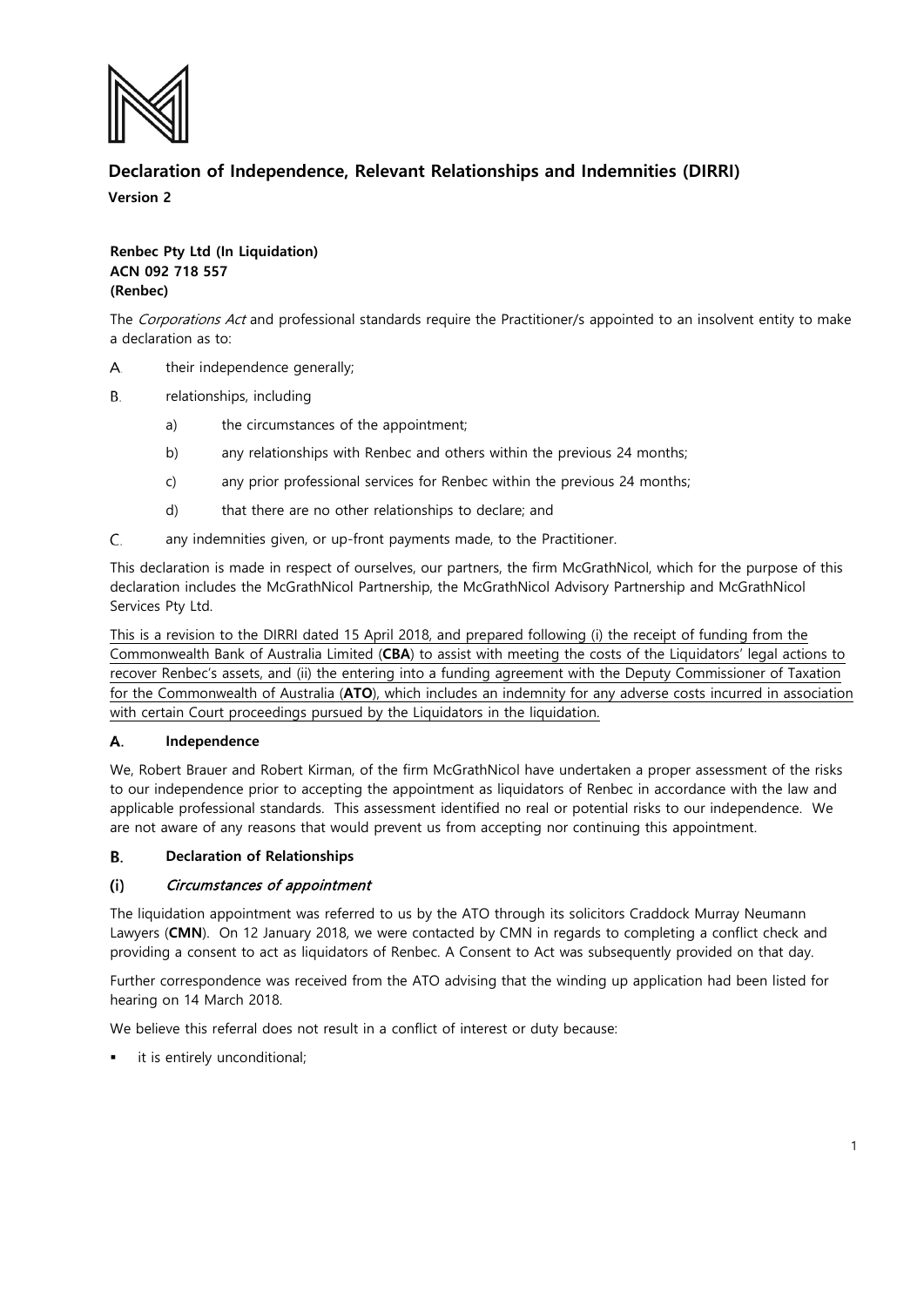# Declaration of Independence, Relevant Relationships and Indemnities (DIRRI)

**Version 2**

**Renbec Pty Ltd (In Liquidation)**
**ACN 092 718 557**
**(Renbec)**

The *Corporations Act* and professional standards require the Practitioner/s appointed to an insolvent entity to make a declaration as to:

A. their independence generally;

B. relationships, including

  a) the circumstances of the appointment;

  b) any relationships with Renbec and others within the previous 24 months;

  c) any prior professional services for Renbec within the previous 24 months;

  d) that there are no other relationships to declare; and

C. any indemnities given, or up-front payments made, to the Practitioner.

This declaration is made in respect of ourselves, our partners, the firm McGrathNicol, which for the purpose of this declaration includes the McGrathNicol Partnership, the McGrathNicol Advisory Partnership and McGrathNicol Services Pty Ltd.

This is a revision to the DIRRI dated 15 April 2018, and prepared following (i) the receipt of funding from the Commonwealth Bank of Australia Limited (**CBA**) to assist with meeting the costs of the Liquidators' legal actions to recover Renbec's assets, and (ii) the entering into a funding agreement with the Deputy Commissioner of Taxation for the Commonwealth of Australia (**ATO**), which includes an indemnity for any adverse costs incurred in association with certain Court proceedings pursued by the Liquidators in the liquidation.

## A. Independence

We, Robert Brauer and Robert Kirman, of the firm McGrathNicol have undertaken a proper assessment of the risks to our independence prior to accepting the appointment as liquidators of Renbec in accordance with the law and applicable professional standards. This assessment identified no real or potential risks to our independence. We are not aware of any reasons that would prevent us from accepting nor continuing this appointment.

## B. Declaration of Relationships

### (i) *Circumstances of appointment*

The liquidation appointment was referred to us by the ATO through its solicitors Craddock Murray Neumann Lawyers (**CMN**). On 12 January 2018, we were contacted by CMN in regards to completing a conflict check and providing a consent to act as liquidators of Renbec. A Consent to Act was subsequently provided on that day.

Further correspondence was received from the ATO advising that the winding up application had been listed for hearing on 14 March 2018.

We believe this referral does not result in a conflict of interest or duty because:

- it is entirely unconditional;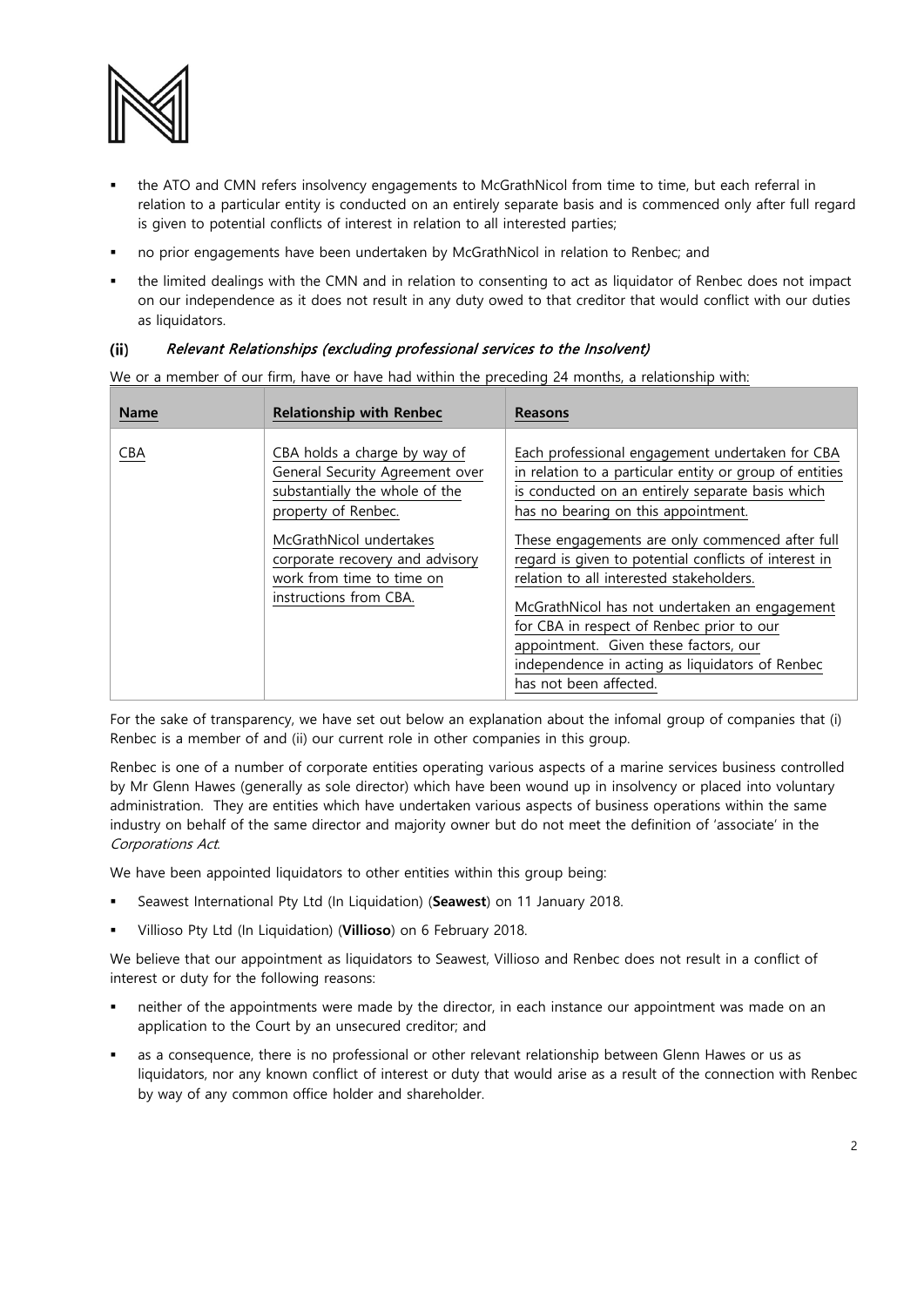- the ATO and CMN refers insolvency engagements to McGrathNicol from time to time, but each referral in relation to a particular entity is conducted on an entirely separate basis and is commenced only after full regard is given to potential conflicts of interest in relation to all interested parties;
- no prior engagements have been undertaken by McGrathNicol in relation to Renbec; and
- the limited dealings with the CMN and in relation to consenting to act as liquidator of Renbec does not impact on our independence as it does not result in any duty owed to that creditor that would conflict with our duties as liquidators.

### (ii) *Relevant Relationships (excluding professional services to the Insolvent)*

We or a member of our firm, have or have had within the preceding 24 months, a relationship with:

| Name | Relationship with Renbec | Reasons |
|---|---|---|
| CBA | CBA holds a charge by way of General Security Agreement over substantially the whole of the property of Renbec.<br><br>McGrathNicol undertakes corporate recovery and advisory work from time to time on instructions from CBA. | Each professional engagement undertaken for CBA in relation to a particular entity or group of entities is conducted on an entirely separate basis which has no bearing on this appointment.<br><br>These engagements are only commenced after full regard is given to potential conflicts of interest in relation to all interested stakeholders.<br><br>McGrathNicol has not undertaken an engagement for CBA in respect of Renbec prior to our appointment. Given these factors, our independence in acting as liquidators of Renbec has not been affected. |

For the sake of transparency, we have set out below an explanation about the infomal group of companies that (i) Renbec is a member of and (ii) our current role in other companies in this group.

Renbec is one of a number of corporate entities operating various aspects of a marine services business controlled by Mr Glenn Hawes (generally as sole director) which have been wound up in insolvency or placed into voluntary administration. They are entities which have undertaken various aspects of business operations within the same industry on behalf of the same director and majority owner but do not meet the definition of 'associate' in the *Corporations Act*.

We have been appointed liquidators to other entities within this group being:

- Seawest International Pty Ltd (In Liquidation) (**Seawest**) on 11 January 2018.
- Villioso Pty Ltd (In Liquidation) (**Villioso**) on 6 February 2018.

We believe that our appointment as liquidators to Seawest, Villioso and Renbec does not result in a conflict of interest or duty for the following reasons:

- neither of the appointments were made by the director, in each instance our appointment was made on an application to the Court by an unsecured creditor; and
- as a consequence, there is no professional or other relevant relationship between Glenn Hawes or us as liquidators, nor any known conflict of interest or duty that would arise as a result of the connection with Renbec by way of any common office holder and shareholder.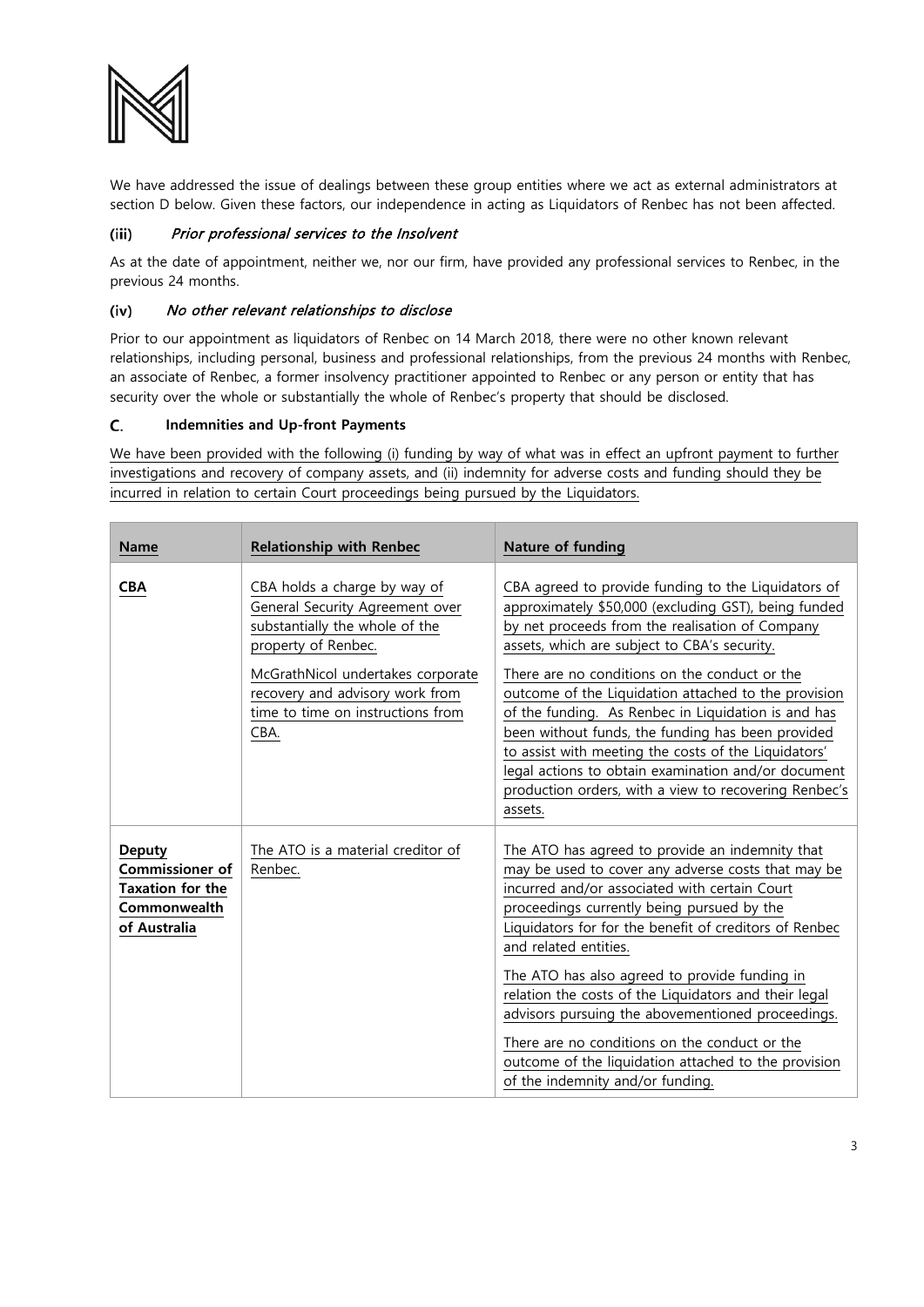We have addressed the issue of dealings between these group entities where we act as external administrators at section D below. Given these factors, our independence in acting as Liquidators of Renbec has not been affected.

### (iii) *Prior professional services to the Insolvent*

As at the date of appointment, neither we, nor our firm, have provided any professional services to Renbec, in the previous 24 months.

### (iv) *No other relevant relationships to disclose*

Prior to our appointment as liquidators of Renbec on 14 March 2018, there were no other known relevant relationships, including personal, business and professional relationships, from the previous 24 months with Renbec, an associate of Renbec, a former insolvency practitioner appointed to Renbec or any person or entity that has security over the whole or substantially the whole of Renbec's property that should be disclosed.

## C. Indemnities and Up-front Payments

We have been provided with the following (i) funding by way of what was in effect an upfront payment to further investigations and recovery of company assets, and (ii) indemnity for adverse costs and funding should they be incurred in relation to certain Court proceedings being pursued by the Liquidators.

| **Name** | **Relationship with Renbec** | **Nature of funding** |
|---|---|---|
| **CBA** | CBA holds a charge by way of General Security Agreement over substantially the whole of the property of Renbec.<br><br>McGrathNicol undertakes corporate recovery and advisory work from time to time on instructions from CBA. | CBA agreed to provide funding to the Liquidators of approximately \$50,000 (excluding GST), being funded by net proceeds from the realisation of Company assets, which are subject to CBA's security.<br><br>There are no conditions on the conduct or the outcome of the Liquidation attached to the provision of the funding. As Renbec in Liquidation is and has been without funds, the funding has been provided to assist with meeting the costs of the Liquidators' legal actions to obtain examination and/or document production orders, with a view to recovering Renbec's assets. |
| **Deputy Commissioner of Taxation for the Commonwealth of Australia** | The ATO is a material creditor of Renbec. | The ATO has agreed to provide an indemnity that may be used to cover any adverse costs that may be incurred and/or associated with certain Court proceedings currently being pursued by the Liquidators for for the benefit of creditors of Renbec and related entities.<br><br>The ATO has also agreed to provide funding in relation the costs of the Liquidators and their legal advisors pursuing the abovementioned proceedings.<br><br>There are no conditions on the conduct or the outcome of the liquidation attached to the provision of the indemnity and/or funding. |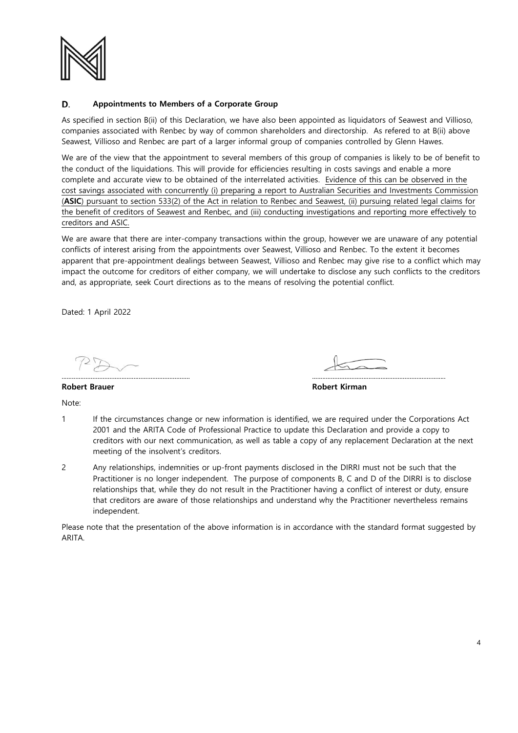## D. Appointments to Members of a Corporate Group

As specified in section B(ii) of this Declaration, we have also been appointed as liquidators of Seawest and Villioso, companies associated with Renbec by way of common shareholders and directorship. As refered to at B(ii) above Seawest, Villioso and Renbec are part of a larger informal group of companies controlled by Glenn Hawes.

We are of the view that the appointment to several members of this group of companies is likely to be of benefit to the conduct of the liquidations. This will provide for efficiencies resulting in costs savings and enable a more complete and accurate view to be obtained of the interrelated activities. Evidence of this can be observed in the cost savings associated with concurrently (i) preparing a report to Australian Securities and Investments Commission (**ASIC**) pursuant to section 533(2) of the Act in relation to Renbec and Seawest, (ii) pursuing related legal claims for the benefit of creditors of Seawest and Renbec, and (iii) conducting investigations and reporting more effectively to creditors and ASIC.

We are aware that there are inter-company transactions within the group, however we are unaware of any potential conflicts of interest arising from the appointments over Seawest, Villioso and Renbec. To the extent it becomes apparent that pre-appointment dealings between Seawest, Villioso and Renbec may give rise to a conflict which may impact the outcome for creditors of either company, we will undertake to disclose any such conflicts to the creditors and, as appropriate, seek Court directions as to the means of resolving the potential conflict.

Dated: 1 April 2022

| | |
|---|---|
| ........................................................................ | ........................................................................ |
| **Robert Brauer** | **Robert Kirman** |

Note:

1. If the circumstances change or new information is identified, we are required under the Corporations Act 2001 and the ARITA Code of Professional Practice to update this Declaration and provide a copy to creditors with our next communication, as well as table a copy of any replacement Declaration at the next meeting of the insolvent's creditors.

2. Any relationships, indemnities or up-front payments disclosed in the DIRRI must not be such that the Practitioner is no longer independent. The purpose of components B, C and D of the DIRRI is to disclose relationships that, while they do not result in the Practitioner having a conflict of interest or duty, ensure that creditors are aware of those relationships and understand why the Practitioner nevertheless remains independent.

Please note that the presentation of the above information is in accordance with the standard format suggested by ARITA.